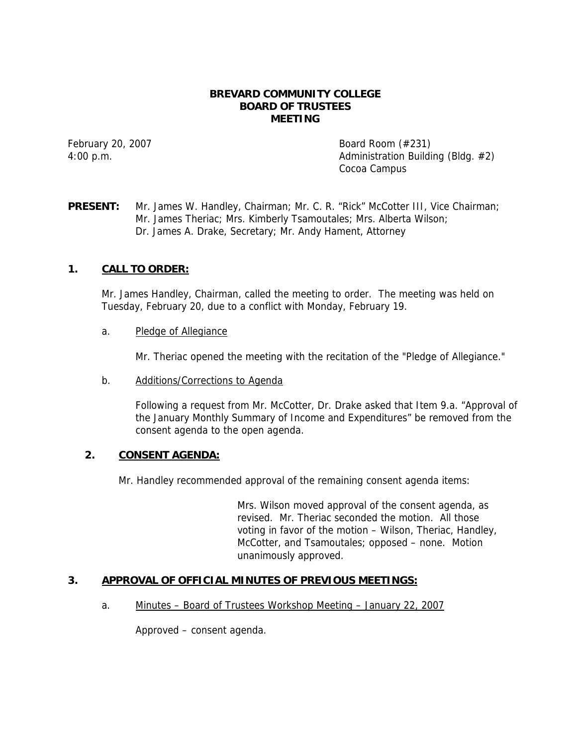# BREVARD COMMUNITY COLLEGE
# BOARD OF TRUSTEES
# MEETING

February 20, 2007
4:00 p.m.

Board Room (#231)
Administration Building (Bldg. #2)
Cocoa Campus

**PRESENT:** Mr. James W. Handley, Chairman; Mr. C. R. "Rick" McCotter III, Vice Chairman; Mr. James Theriac; Mrs. Kimberly Tsamoutales; Mrs. Alberta Wilson; Dr. James A. Drake, Secretary; Mr. Andy Hament, Attorney

## 1. CALL TO ORDER:

Mr. James Handley, Chairman, called the meeting to order. The meeting was held on Tuesday, February 20, due to a conflict with Monday, February 19.

a. Pledge of Allegiance

Mr. Theriac opened the meeting with the recitation of the "Pledge of Allegiance."

b. Additions/Corrections to Agenda

Following a request from Mr. McCotter, Dr. Drake asked that Item 9.a. "Approval of the January Monthly Summary of Income and Expenditures" be removed from the consent agenda to the open agenda.

## 2. CONSENT AGENDA:

Mr. Handley recommended approval of the remaining consent agenda items:

Mrs. Wilson moved approval of the consent agenda, as revised. Mr. Theriac seconded the motion. All those voting in favor of the motion – Wilson, Theriac, Handley, McCotter, and Tsamoutales; opposed – none. Motion unanimously approved.

## 3. APPROVAL OF OFFICIAL MINUTES OF PREVIOUS MEETINGS:

a. Minutes – Board of Trustees Workshop Meeting – January 22, 2007

Approved – consent agenda.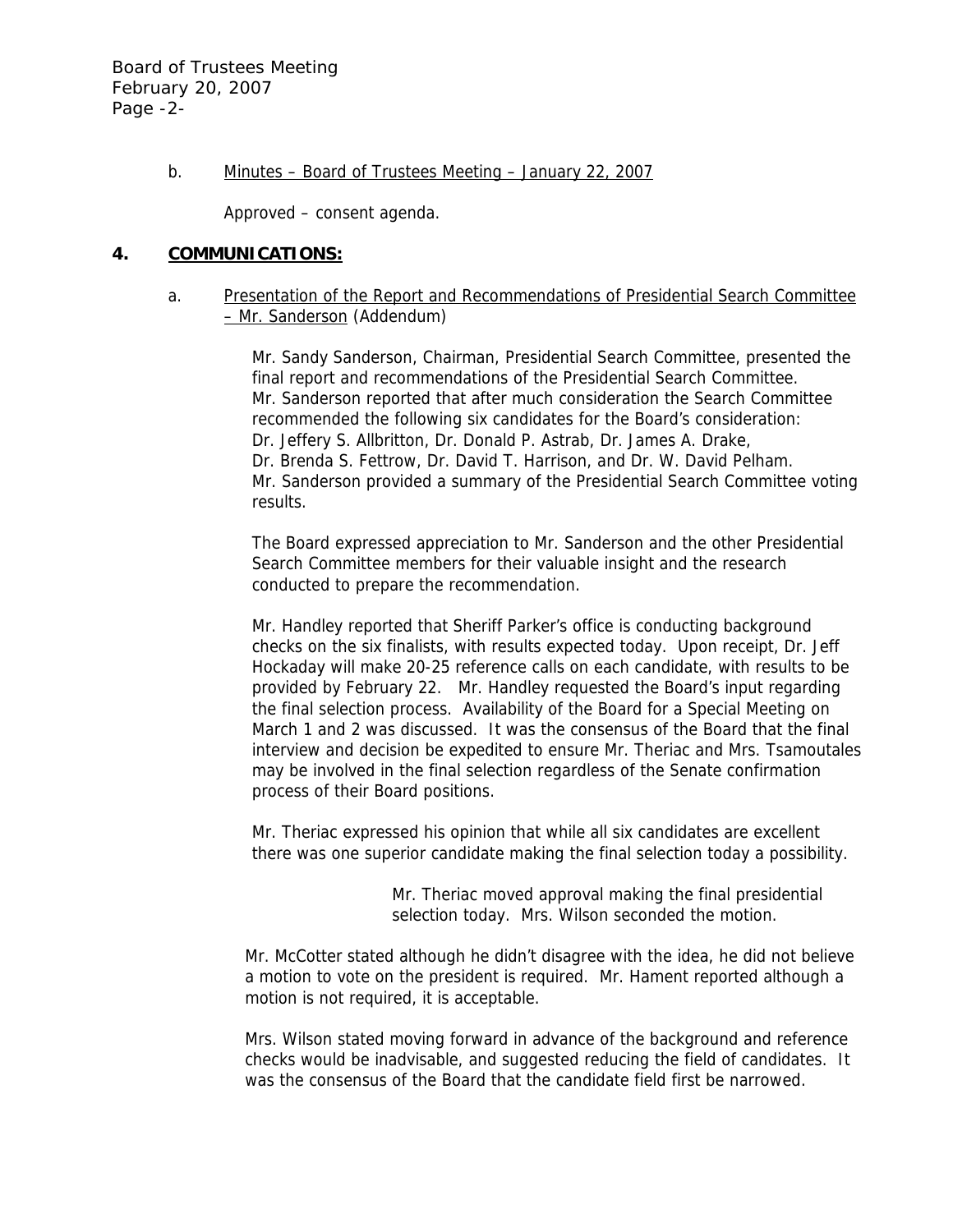b. Minutes – Board of Trustees Meeting – January 22, 2007

Approved – consent agenda.

## 4. COMMUNICATIONS:

a. Presentation of the Report and Recommendations of Presidential Search Committee – Mr. Sanderson (Addendum)

Mr. Sandy Sanderson, Chairman, Presidential Search Committee, presented the final report and recommendations of the Presidential Search Committee. Mr. Sanderson reported that after much consideration the Search Committee recommended the following six candidates for the Board's consideration: Dr. Jeffery S. Allbritton, Dr. Donald P. Astrab, Dr. James A. Drake, Dr. Brenda S. Fettrow, Dr. David T. Harrison, and Dr. W. David Pelham. Mr. Sanderson provided a summary of the Presidential Search Committee voting results.

The Board expressed appreciation to Mr. Sanderson and the other Presidential Search Committee members for their valuable insight and the research conducted to prepare the recommendation.

Mr. Handley reported that Sheriff Parker's office is conducting background checks on the six finalists, with results expected today. Upon receipt, Dr. Jeff Hockaday will make 20-25 reference calls on each candidate, with results to be provided by February 22. Mr. Handley requested the Board's input regarding the final selection process. Availability of the Board for a Special Meeting on March 1 and 2 was discussed. It was the consensus of the Board that the final interview and decision be expedited to ensure Mr. Theriac and Mrs. Tsamoutales may be involved in the final selection regardless of the Senate confirmation process of their Board positions.

Mr. Theriac expressed his opinion that while all six candidates are excellent there was one superior candidate making the final selection today a possibility.

> Mr. Theriac moved approval making the final presidential selection today. Mrs. Wilson seconded the motion.

Mr. McCotter stated although he didn't disagree with the idea, he did not believe a motion to vote on the president is required. Mr. Hament reported although a motion is not required, it is acceptable.

Mrs. Wilson stated moving forward in advance of the background and reference checks would be inadvisable, and suggested reducing the field of candidates. It was the consensus of the Board that the candidate field first be narrowed.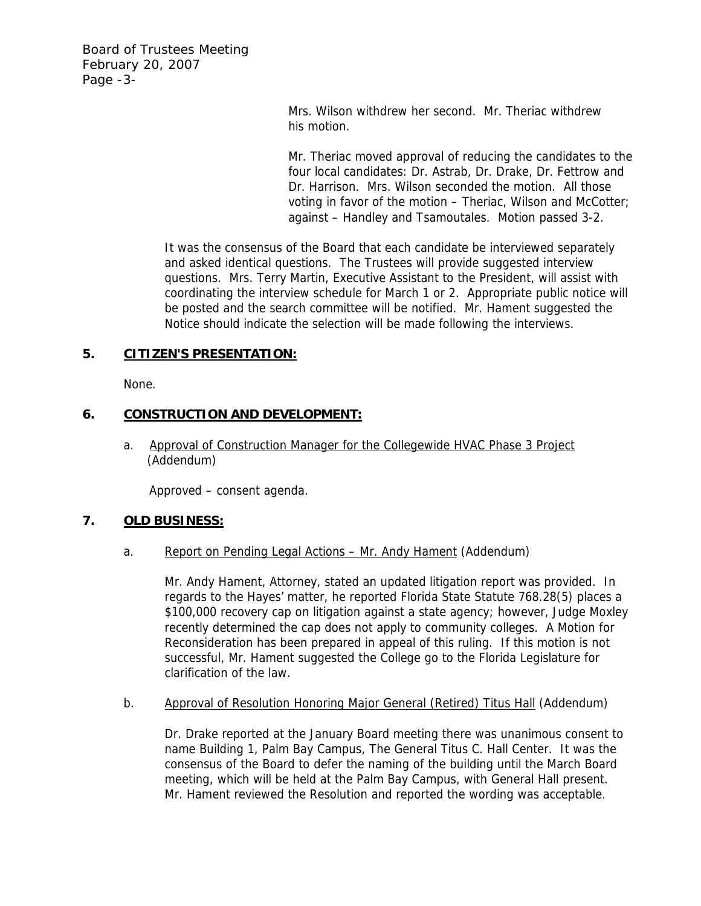Mrs. Wilson withdrew her second. Mr. Theriac withdrew his motion.

Mr. Theriac moved approval of reducing the candidates to the four local candidates: Dr. Astrab, Dr. Drake, Dr. Fettrow and Dr. Harrison. Mrs. Wilson seconded the motion. All those voting in favor of the motion – Theriac, Wilson and McCotter; against – Handley and Tsamoutales. Motion passed 3-2.

It was the consensus of the Board that each candidate be interviewed separately and asked identical questions. The Trustees will provide suggested interview questions. Mrs. Terry Martin, Executive Assistant to the President, will assist with coordinating the interview schedule for March 1 or 2. Appropriate public notice will be posted and the search committee will be notified. Mr. Hament suggested the Notice should indicate the selection will be made following the interviews.

## 5. CITIZEN'S PRESENTATION:

None.

## 6. CONSTRUCTION AND DEVELOPMENT:

a. Approval of Construction Manager for the Collegewide HVAC Phase 3 Project (Addendum)

Approved – consent agenda.

## 7. OLD BUSINESS:

a. Report on Pending Legal Actions – Mr. Andy Hament (Addendum)

Mr. Andy Hament, Attorney, stated an updated litigation report was provided. In regards to the Hayes' matter, he reported Florida State Statute 768.28(5) places a $100,000 recovery cap on litigation against a state agency; however, Judge Moxley recently determined the cap does not apply to community colleges. A Motion for Reconsideration has been prepared in appeal of this ruling. If this motion is not successful, Mr. Hament suggested the College go to the Florida Legislature for clarification of the law.

b. Approval of Resolution Honoring Major General (Retired) Titus Hall (Addendum)

Dr. Drake reported at the January Board meeting there was unanimous consent to name Building 1, Palm Bay Campus, The General Titus C. Hall Center. It was the consensus of the Board to defer the naming of the building until the March Board meeting, which will be held at the Palm Bay Campus, with General Hall present. Mr. Hament reviewed the Resolution and reported the wording was acceptable.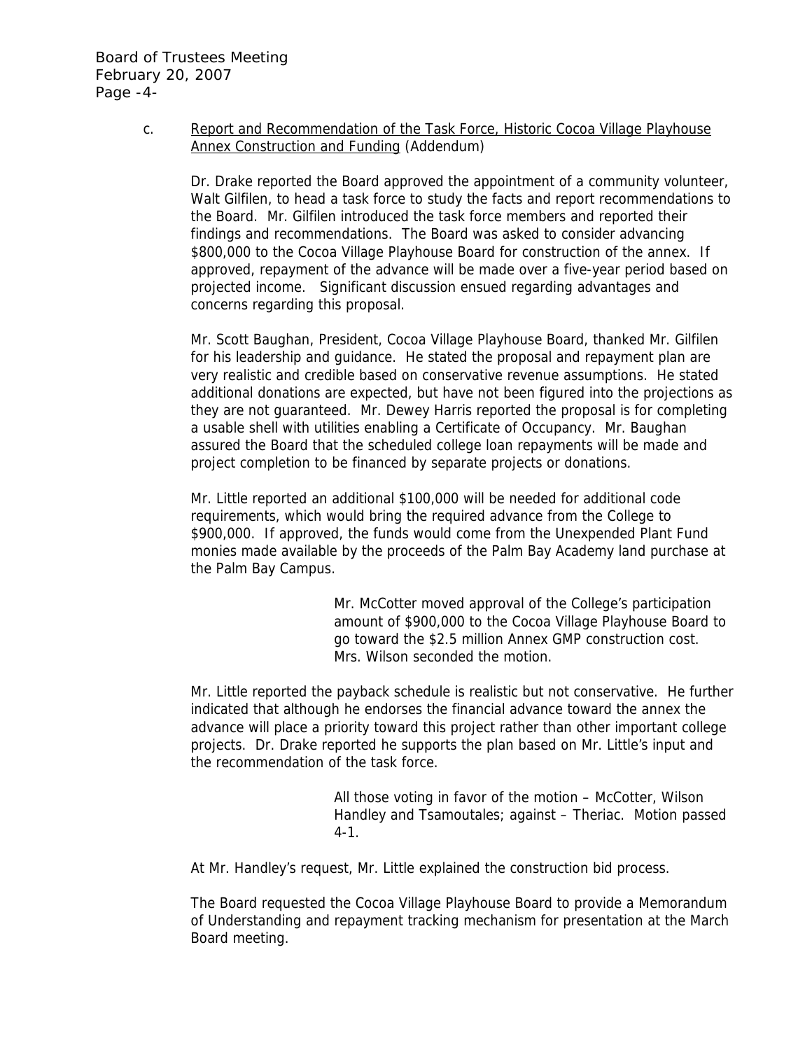c. Report and Recommendation of the Task Force, Historic Cocoa Village Playhouse Annex Construction and Funding (Addendum)

Dr. Drake reported the Board approved the appointment of a community volunteer, Walt Gilfilen, to head a task force to study the facts and report recommendations to the Board. Mr. Gilfilen introduced the task force members and reported their findings and recommendations. The Board was asked to consider advancing \$800,000 to the Cocoa Village Playhouse Board for construction of the annex. If approved, repayment of the advance will be made over a five-year period based on projected income. Significant discussion ensued regarding advantages and concerns regarding this proposal.

Mr. Scott Baughan, President, Cocoa Village Playhouse Board, thanked Mr. Gilfilen for his leadership and guidance. He stated the proposal and repayment plan are very realistic and credible based on conservative revenue assumptions. He stated additional donations are expected, but have not been figured into the projections as they are not guaranteed. Mr. Dewey Harris reported the proposal is for completing a usable shell with utilities enabling a Certificate of Occupancy. Mr. Baughan assured the Board that the scheduled college loan repayments will be made and project completion to be financed by separate projects or donations.

Mr. Little reported an additional \$100,000 will be needed for additional code requirements, which would bring the required advance from the College to \$900,000. If approved, the funds would come from the Unexpended Plant Fund monies made available by the proceeds of the Palm Bay Academy land purchase at the Palm Bay Campus.

> Mr. McCotter moved approval of the College's participation amount of \$900,000 to the Cocoa Village Playhouse Board to go toward the \$2.5 million Annex GMP construction cost. Mrs. Wilson seconded the motion.

Mr. Little reported the payback schedule is realistic but not conservative. He further indicated that although he endorses the financial advance toward the annex the advance will place a priority toward this project rather than other important college projects. Dr. Drake reported he supports the plan based on Mr. Little's input and the recommendation of the task force.

> All those voting in favor of the motion – McCotter, Wilson Handley and Tsamoutales; against – Theriac. Motion passed 4-1.

At Mr. Handley's request, Mr. Little explained the construction bid process.

The Board requested the Cocoa Village Playhouse Board to provide a Memorandum of Understanding and repayment tracking mechanism for presentation at the March Board meeting.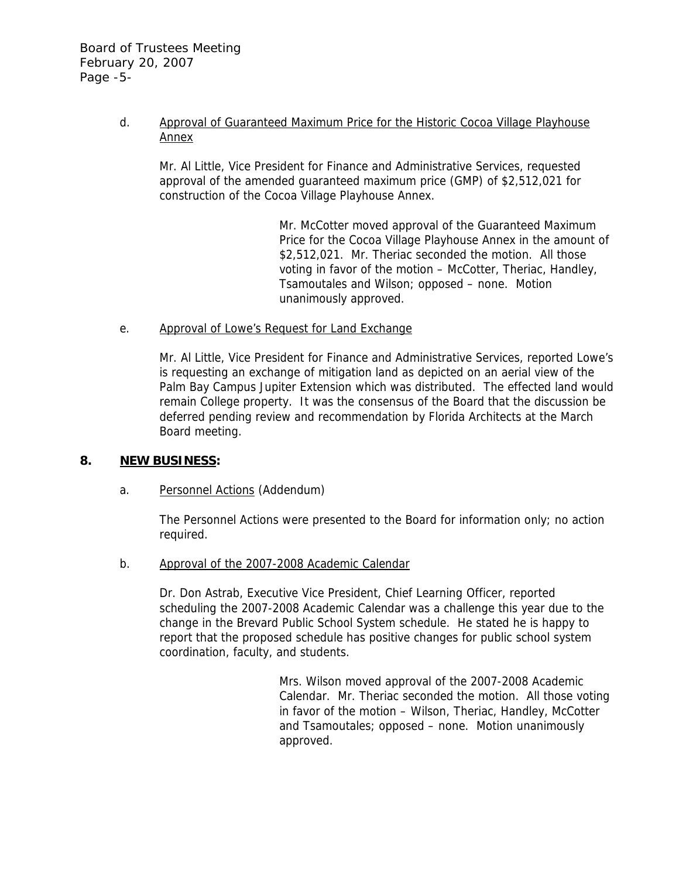d. Approval of Guaranteed Maximum Price for the Historic Cocoa Village Playhouse Annex

Mr. Al Little, Vice President for Finance and Administrative Services, requested approval of the amended guaranteed maximum price (GMP) of $2,512,021 for construction of the Cocoa Village Playhouse Annex.

> Mr. McCotter moved approval of the Guaranteed Maximum Price for the Cocoa Village Playhouse Annex in the amount of $2,512,021. Mr. Theriac seconded the motion. All those voting in favor of the motion – McCotter, Theriac, Handley, Tsamoutales and Wilson; opposed – none. Motion unanimously approved.

e. Approval of Lowe's Request for Land Exchange

Mr. Al Little, Vice President for Finance and Administrative Services, reported Lowe's is requesting an exchange of mitigation land as depicted on an aerial view of the Palm Bay Campus Jupiter Extension which was distributed. The effected land would remain College property. It was the consensus of the Board that the discussion be deferred pending review and recommendation by Florida Architects at the March Board meeting.

## 8. NEW BUSINESS:

a. Personnel Actions (Addendum)

The Personnel Actions were presented to the Board for information only; no action required.

b. Approval of the 2007-2008 Academic Calendar

Dr. Don Astrab, Executive Vice President, Chief Learning Officer, reported scheduling the 2007-2008 Academic Calendar was a challenge this year due to the change in the Brevard Public School System schedule. He stated he is happy to report that the proposed schedule has positive changes for public school system coordination, faculty, and students.

> Mrs. Wilson moved approval of the 2007-2008 Academic Calendar. Mr. Theriac seconded the motion. All those voting in favor of the motion – Wilson, Theriac, Handley, McCotter and Tsamoutales; opposed – none. Motion unanimously approved.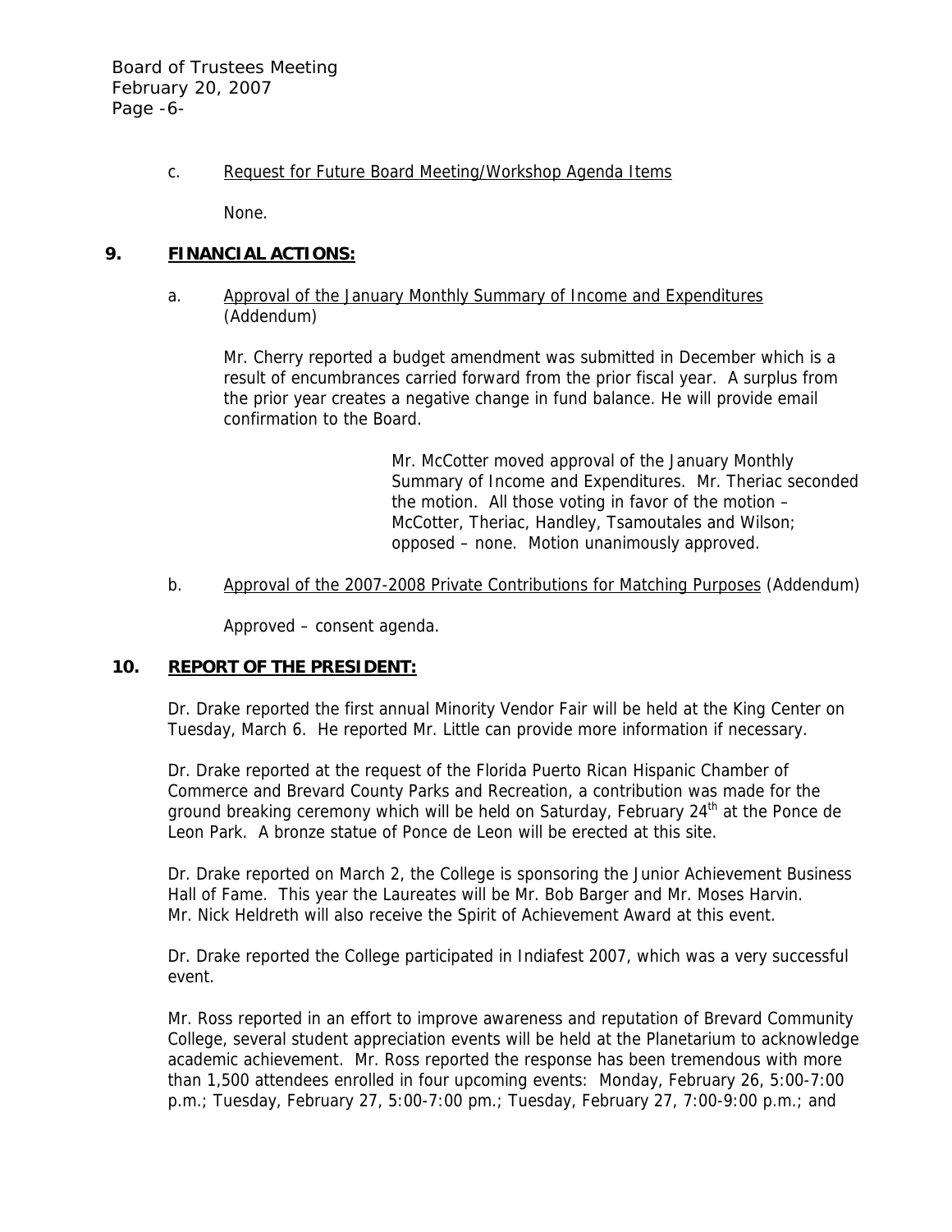c. Request for Future Board Meeting/Workshop Agenda Items

None.

## 9. FINANCIAL ACTIONS:

a. Approval of the January Monthly Summary of Income and Expenditures (Addendum)

Mr. Cherry reported a budget amendment was submitted in December which is a result of encumbrances carried forward from the prior fiscal year. A surplus from the prior year creates a negative change in fund balance. He will provide email confirmation to the Board.

> Mr. McCotter moved approval of the January Monthly Summary of Income and Expenditures. Mr. Theriac seconded the motion. All those voting in favor of the motion – McCotter, Theriac, Handley, Tsamoutales and Wilson; opposed – none. Motion unanimously approved.

b. Approval of the 2007-2008 Private Contributions for Matching Purposes (Addendum)

Approved – consent agenda.

## 10. REPORT OF THE PRESIDENT:

Dr. Drake reported the first annual Minority Vendor Fair will be held at the King Center on Tuesday, March 6. He reported Mr. Little can provide more information if necessary.

Dr. Drake reported at the request of the Florida Puerto Rican Hispanic Chamber of Commerce and Brevard County Parks and Recreation, a contribution was made for the ground breaking ceremony which will be held on Saturday, February 24th at the Ponce de Leon Park. A bronze statue of Ponce de Leon will be erected at this site.

Dr. Drake reported on March 2, the College is sponsoring the Junior Achievement Business Hall of Fame. This year the Laureates will be Mr. Bob Barger and Mr. Moses Harvin. Mr. Nick Heldreth will also receive the Spirit of Achievement Award at this event.

Dr. Drake reported the College participated in Indiafest 2007, which was a very successful event.

Mr. Ross reported in an effort to improve awareness and reputation of Brevard Community College, several student appreciation events will be held at the Planetarium to acknowledge academic achievement. Mr. Ross reported the response has been tremendous with more than 1,500 attendees enrolled in four upcoming events: Monday, February 26, 5:00-7:00 p.m.; Tuesday, February 27, 5:00-7:00 pm.; Tuesday, February 27, 7:00-9:00 p.m.; and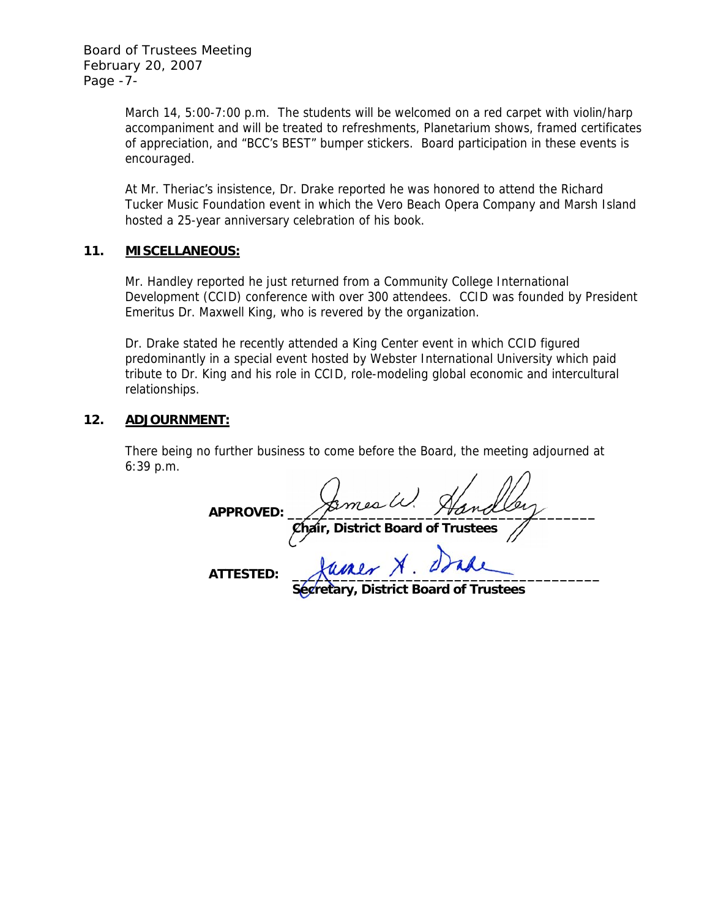March 14, 5:00-7:00 p.m. The students will be welcomed on a red carpet with violin/harp accompaniment and will be treated to refreshments, Planetarium shows, framed certificates of appreciation, and "BCC's BEST" bumper stickers. Board participation in these events is encouraged.

At Mr. Theriac's insistence, Dr. Drake reported he was honored to attend the Richard Tucker Music Foundation event in which the Vero Beach Opera Company and Marsh Island hosted a 25-year anniversary celebration of his book.

## 11. MISCELLANEOUS:

Mr. Handley reported he just returned from a Community College International Development (CCID) conference with over 300 attendees. CCID was founded by President Emeritus Dr. Maxwell King, who is revered by the organization.

Dr. Drake stated he recently attended a King Center event in which CCID figured predominantly in a special event hosted by Webster International University which paid tribute to Dr. King and his role in CCID, role-modeling global economic and intercultural relationships.

## 12. ADJOURNMENT:

There being no further business to come before the Board, the meeting adjourned at 6:39 p.m.

**APPROVED:** James W. Handley
**Chair, District Board of Trustees**

**ATTESTED:** James A. Drake
**Secretary, District Board of Trustees**